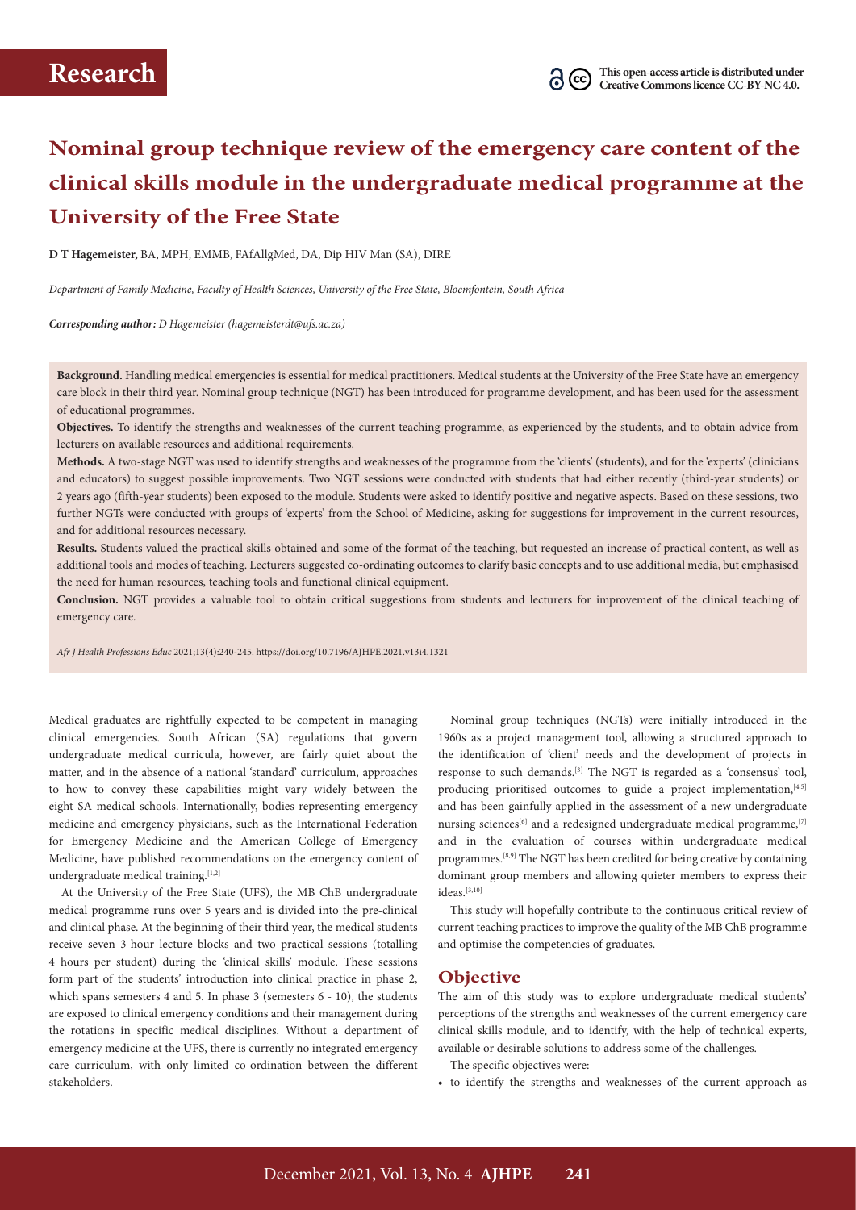# Nominal group technique review of the emergency care content of the clinical skills module in the undergraduate medical programme at the University of the Free State

**D T Hagemeister,** BA, MPH, EMMB, FAfAllgMed, DA, Dip HIV Man (SA), DIRE

*Department of Family Medicine, Faculty of Health Sciences, University of the Free State, Bloemfontein, South Africa*

***Corresponding author:** D Hagemeister (hagemeisterdt@ufs.ac.za)*

**Background.** Handling medical emergencies is essential for medical practitioners. Medical students at the University of the Free State have an emergency care block in their third year. Nominal group technique (NGT) has been introduced for programme development, and has been used for the assessment of educational programmes.

**Objectives.** To identify the strengths and weaknesses of the current teaching programme, as experienced by the students, and to obtain advice from lecturers on available resources and additional requirements.

**Methods.** A two-stage NGT was used to identify strengths and weaknesses of the programme from the 'clients' (students), and for the 'experts' (clinicians and educators) to suggest possible improvements. Two NGT sessions were conducted with students that had either recently (third-year students) or 2 years ago (fifth-year students) been exposed to the module. Students were asked to identify positive and negative aspects. Based on these sessions, two further NGTs were conducted with groups of 'experts' from the School of Medicine, asking for suggestions for improvement in the current resources, and for additional resources necessary.

**Results.** Students valued the practical skills obtained and some of the format of the teaching, but requested an increase of practical content, as well as additional tools and modes of teaching. Lecturers suggested co-ordinating outcomes to clarify basic concepts and to use additional media, but emphasised the need for human resources, teaching tools and functional clinical equipment.

**Conclusion.** NGT provides a valuable tool to obtain critical suggestions from students and lecturers for improvement of the clinical teaching of emergency care.

*Afr J Health Professions Educ* 2021;13(4):240-245. https://doi.org/10.7196/AJHPE.2021.v13i4.1321

Medical graduates are rightfully expected to be competent in managing clinical emergencies. South African (SA) regulations that govern undergraduate medical curricula, however, are fairly quiet about the matter, and in the absence of a national 'standard' curriculum, approaches to how to convey these capabilities might vary widely between the eight SA medical schools. Internationally, bodies representing emergency medicine and emergency physicians, such as the International Federation for Emergency Medicine and the American College of Emergency Medicine, have published recommendations on the emergency content of undergraduate medical training.[1,2]

At the University of the Free State (UFS), the MB ChB undergraduate medical programme runs over 5 years and is divided into the pre-clinical and clinical phase. At the beginning of their third year, the medical students receive seven 3-hour lecture blocks and two practical sessions (totalling 4 hours per student) during the 'clinical skills' module. These sessions form part of the students' introduction into clinical practice in phase 2, which spans semesters 4 and 5. In phase 3 (semesters 6 - 10), the students are exposed to clinical emergency conditions and their management during the rotations in specific medical disciplines. Without a department of emergency medicine at the UFS, there is currently no integrated emergency care curriculum, with only limited co-ordination between the different stakeholders.

Nominal group techniques (NGTs) were initially introduced in the 1960s as a project management tool, allowing a structured approach to the identification of 'client' needs and the development of projects in response to such demands.[3] The NGT is regarded as a 'consensus' tool, producing prioritised outcomes to guide a project implementation,[4,5] and has been gainfully applied in the assessment of a new undergraduate nursing sciences[6] and a redesigned undergraduate medical programme,[7] and in the evaluation of courses within undergraduate medical programmes.[8,9] The NGT has been credited for being creative by containing dominant group members and allowing quieter members to express their ideas.[3,10]

This study will hopefully contribute to the continuous critical review of current teaching practices to improve the quality of the MB ChB programme and optimise the competencies of graduates.

## Objective

The aim of this study was to explore undergraduate medical students' perceptions of the strengths and weaknesses of the current emergency care clinical skills module, and to identify, with the help of technical experts, available or desirable solutions to address some of the challenges.

The specific objectives were:

- to identify the strengths and weaknesses of the current approach as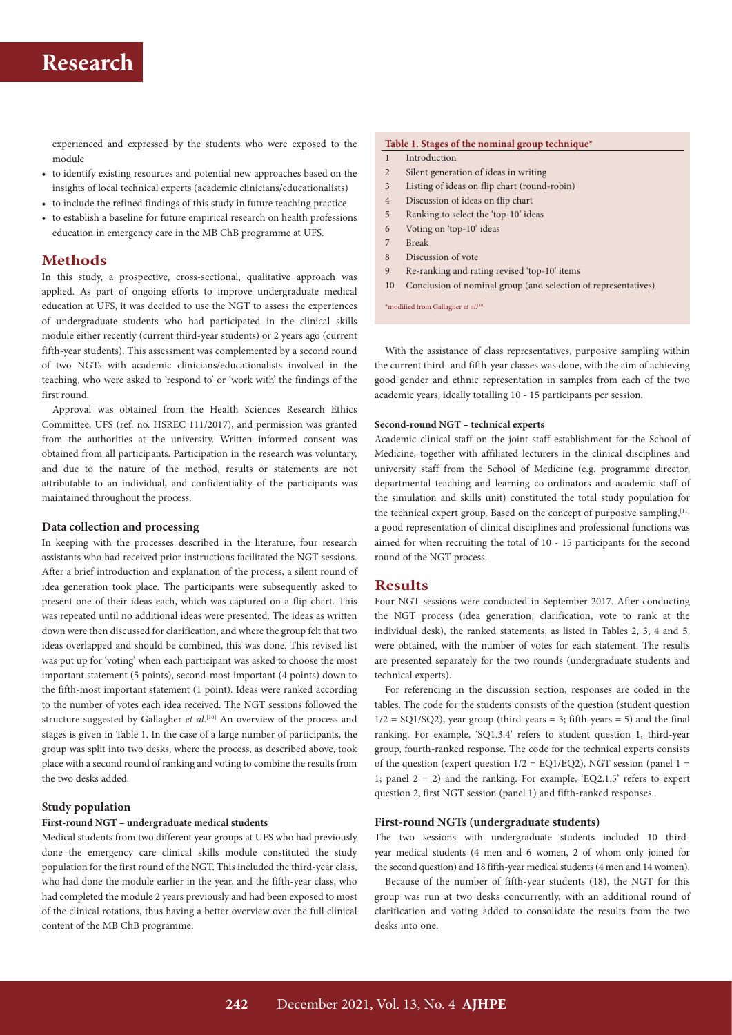experienced and expressed by the students who were exposed to the module

- to identify existing resources and potential new approaches based on the insights of local technical experts (academic clinicians/educationalists)
- to include the refined findings of this study in future teaching practice
- to establish a baseline for future empirical research on health professions education in emergency care in the MB ChB programme at UFS.

## Methods

In this study, a prospective, cross-sectional, qualitative approach was applied. As part of ongoing efforts to improve undergraduate medical education at UFS, it was decided to use the NGT to assess the experiences of undergraduate students who had participated in the clinical skills module either recently (current third-year students) or 2 years ago (current fifth-year students). This assessment was complemented by a second round of two NGTs with academic clinicians/educationalists involved in the teaching, who were asked to 'respond to' or 'work with' the findings of the first round.

Approval was obtained from the Health Sciences Research Ethics Committee, UFS (ref. no. HSREC 111/2017), and permission was granted from the authorities at the university. Written informed consent was obtained from all participants. Participation in the research was voluntary, and due to the nature of the method, results or statements are not attributable to an individual, and confidentiality of the participants was maintained throughout the process.

### Data collection and processing

In keeping with the processes described in the literature, four research assistants who had received prior instructions facilitated the NGT sessions. After a brief introduction and explanation of the process, a silent round of idea generation took place. The participants were subsequently asked to present one of their ideas each, which was captured on a flip chart. This was repeated until no additional ideas were presented. The ideas as written down were then discussed for clarification, and where the group felt that two ideas overlapped and should be combined, this was done. This revised list was put up for 'voting' when each participant was asked to choose the most important statement (5 points), second-most important (4 points) down to the fifth-most important statement (1 point). Ideas were ranked according to the number of votes each idea received. The NGT sessions followed the structure suggested by Gallagher *et al.*[10] An overview of the process and stages is given in Table 1. In the case of a large number of participants, the group was split into two desks, where the process, as described above, took place with a second round of ranking and voting to combine the results from the two desks added.

### Study population

#### First-round NGT – undergraduate medical students

Medical students from two different year groups at UFS who had previously done the emergency care clinical skills module constituted the study population for the first round of the NGT. This included the third-year class, who had done the module earlier in the year, and the fifth-year class, who had completed the module 2 years previously and had been exposed to most of the clinical rotations, thus having a better overview over the full clinical content of the MB ChB programme.

**Table 1. Stages of the nominal group technique***

| | |
|---|---|
| 1 | Introduction |
| 2 | Silent generation of ideas in writing |
| 3 | Listing of ideas on flip chart (round-robin) |
| 4 | Discussion of ideas on flip chart |
| 5 | Ranking to select the 'top-10' ideas |
| 6 | Voting on 'top-10' ideas |
| 7 | Break |
| 8 | Discussion of vote |
| 9 | Re-ranking and rating revised 'top-10' items |
| 10 | Conclusion of nominal group (and selection of representatives) |

*modified from Gallagher *et al.*[10]

With the assistance of class representatives, purposive sampling within the current third- and fifth-year classes was done, with the aim of achieving good gender and ethnic representation in samples from each of the two academic years, ideally totalling 10 - 15 participants per session.

#### Second-round NGT – technical experts

Academic clinical staff on the joint staff establishment for the School of Medicine, together with affiliated lecturers in the clinical disciplines and university staff from the School of Medicine (e.g. programme director, departmental teaching and learning co-ordinators and academic staff of the simulation and skills unit) constituted the total study population for the technical expert group. Based on the concept of purposive sampling,[11] a good representation of clinical disciplines and professional functions was aimed for when recruiting the total of 10 - 15 participants for the second round of the NGT process.

## Results

Four NGT sessions were conducted in September 2017. After conducting the NGT process (idea generation, clarification, vote to rank at the individual desk), the ranked statements, as listed in Tables 2, 3, 4 and 5, were obtained, with the number of votes for each statement. The results are presented separately for the two rounds (undergraduate students and technical experts).

For referencing in the discussion section, responses are coded in the tables. The code for the students consists of the question (student question 1/2 = SQ1/SQ2), year group (third-years = 3; fifth-years = 5) and the final ranking. For example, 'SQ1.3.4' refers to student question 1, third-year group, fourth-ranked response. The code for the technical experts consists of the question (expert question 1/2 = EQ1/EQ2), NGT session (panel 1 = 1; panel 2 = 2) and the ranking. For example, 'EQ2.1.5' refers to expert question 2, first NGT session (panel 1) and fifth-ranked responses.

### First-round NGTs (undergraduate students)

The two sessions with undergraduate students included 10 third-year medical students (4 men and 6 women, 2 of whom only joined for the second question) and 18 fifth-year medical students (4 men and 14 women).

Because of the number of fifth-year students (18), the NGT for this group was run at two desks concurrently, with an additional round of clarification and voting added to consolidate the results from the two desks into one.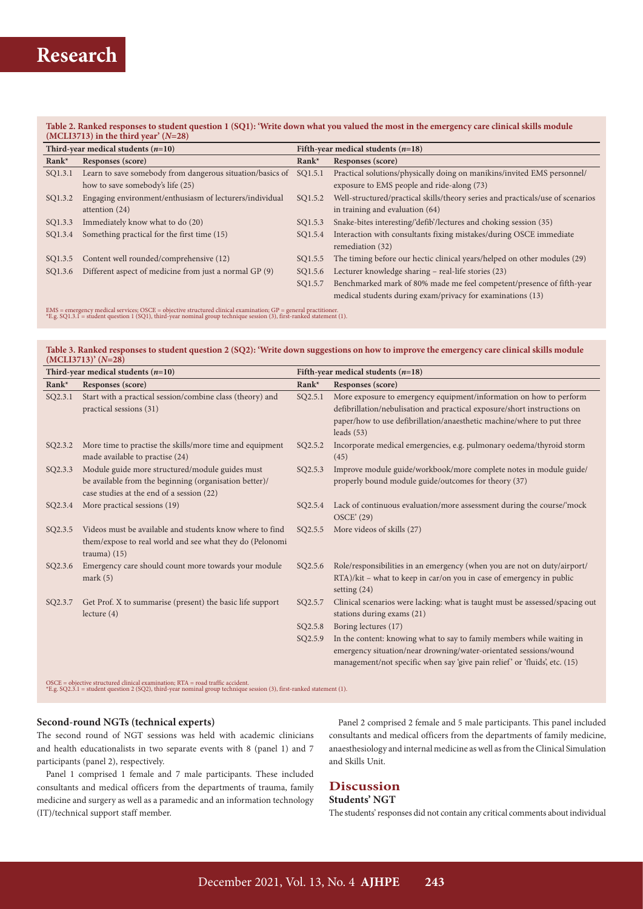**Table 2. Ranked responses to student question 1 (SQ1): 'Write down what you valued the most in the emergency care clinical skills module (MCLI3713) in the third year' (*N*=28)**

| Third-year medical students (*n*=10) | | Fifth-year medical students (*n*=18) | |
|---|---|---|---|
| Rank* | Responses (score) | Rank* | Responses (score) |
| SQ1.3.1 | Learn to save somebody from dangerous situation/basics of how to save somebody's life (25) | SQ1.5.1 | Practical solutions/physically doing on manikins/invited EMS personnel/exposure to EMS people and ride-along (73) |
| SQ1.3.2 | Engaging environment/enthusiasm of lecturers/individual attention (24) | SQ1.5.2 | Well-structured/practical skills/theory series and practicals/use of scenarios in training and evaluation (64) |
| SQ1.3.3 | Immediately know what to do (20) | SQ1.5.3 | Snake-bites interesting/'defib'/lectures and choking session (35) |
| SQ1.3.4 | Something practical for the first time (15) | SQ1.5.4 | Interaction with consultants fixing mistakes/during OSCE immediate remediation (32) |
| SQ1.3.5 | Content well rounded/comprehensive (12) | SQ1.5.5 | The timing before our hectic clinical years/helped on other modules (29) |
| SQ1.3.6 | Different aspect of medicine from just a normal GP (9) | SQ1.5.6 | Lecturer knowledge sharing – real-life stories (23) |
| | | SQ1.5.7 | Benchmarked mark of 80% made me feel competent/presence of fifth-year medical students during exam/privacy for examinations (13) |

EMS = emergency medical services; OSCE = objective structured clinical examination; GP = general practitioner.
*E.g. SQ1.3.1 = student question 1 (SQ1), third-year nominal group technique session (3), first-ranked statement (1).

**Table 3. Ranked responses to student question 2 (SQ2): 'Write down suggestions on how to improve the emergency care clinical skills module (MCLI3713)' (*N*=28)**

| Third-year medical students (*n*=10) | | Fifth-year medical students (*n*=18) | |
|---|---|---|---|
| Rank* | Responses (score) | Rank* | Responses (score) |
| SQ2.3.1 | Start with a practical session/combine class (theory) and practical sessions (31) | SQ2.5.1 | More exposure to emergency equipment/information on how to perform defibrillation/nebulisation and practical exposure/short instructions on paper/how to use defibrillation/anaesthetic machine/where to put three leads (53) |
| SQ2.3.2 | More time to practise the skills/more time and equipment made available to practise (24) | SQ2.5.2 | Incorporate medical emergencies, e.g. pulmonary oedema/thyroid storm (45) |
| SQ2.3.3 | Module guide more structured/module guides must be available from the beginning (organisation better)/case studies at the end of a session (22) | SQ2.5.3 | Improve module guide/workbook/more complete notes in module guide/properly bound module guide/outcomes for theory (37) |
| SQ2.3.4 | More practical sessions (19) | SQ2.5.4 | Lack of continuous evaluation/more assessment during the course/'mock OSCE' (29) |
| SQ2.3.5 | Videos must be available and students know where to find them/expose to real world and see what they do (Pelonomi trauma) (15) | SQ2.5.5 | More videos of skills (27) |
| SQ2.3.6 | Emergency care should count more towards your module mark (5) | SQ2.5.6 | Role/responsibilities in an emergency (when you are not on duty/airport/RTA)/kit – what to keep in car/on you in case of emergency in public setting (24) |
| SQ2.3.7 | Get Prof. X to summarise (present) the basic life support lecture (4) | SQ2.5.7 | Clinical scenarios were lacking: what is taught must be assessed/spacing out stations during exams (21) |
| | | SQ2.5.8 | Boring lectures (17) |
| | | SQ2.5.9 | In the content: knowing what to say to family members while waiting in emergency situation/near drowning/water-orientated sessions/wound management/not specific when say 'give pain relief' or 'fluids', etc. (15) |

OSCE = objective structured clinical examination; RTA = road traffic accident.
*E.g. SQ2.3.1 = student question 2 (SQ2), third-year nominal group technique session (3), first-ranked statement (1).

### Second-round NGTs (technical experts)

The second round of NGT sessions was held with academic clinicians and health educationalists in two separate events with 8 (panel 1) and 7 participants (panel 2), respectively.

Panel 1 comprised 1 female and 7 male participants. These included consultants and medical officers from the departments of trauma, family medicine and surgery as well as a paramedic and an information technology (IT)/technical support staff member.

Panel 2 comprised 2 female and 5 male participants. This panel included consultants and medical officers from the departments of family medicine, anaesthesiology and internal medicine as well as from the Clinical Simulation and Skills Unit.

## Discussion

### Students' NGT

The students' responses did not contain any critical comments about individual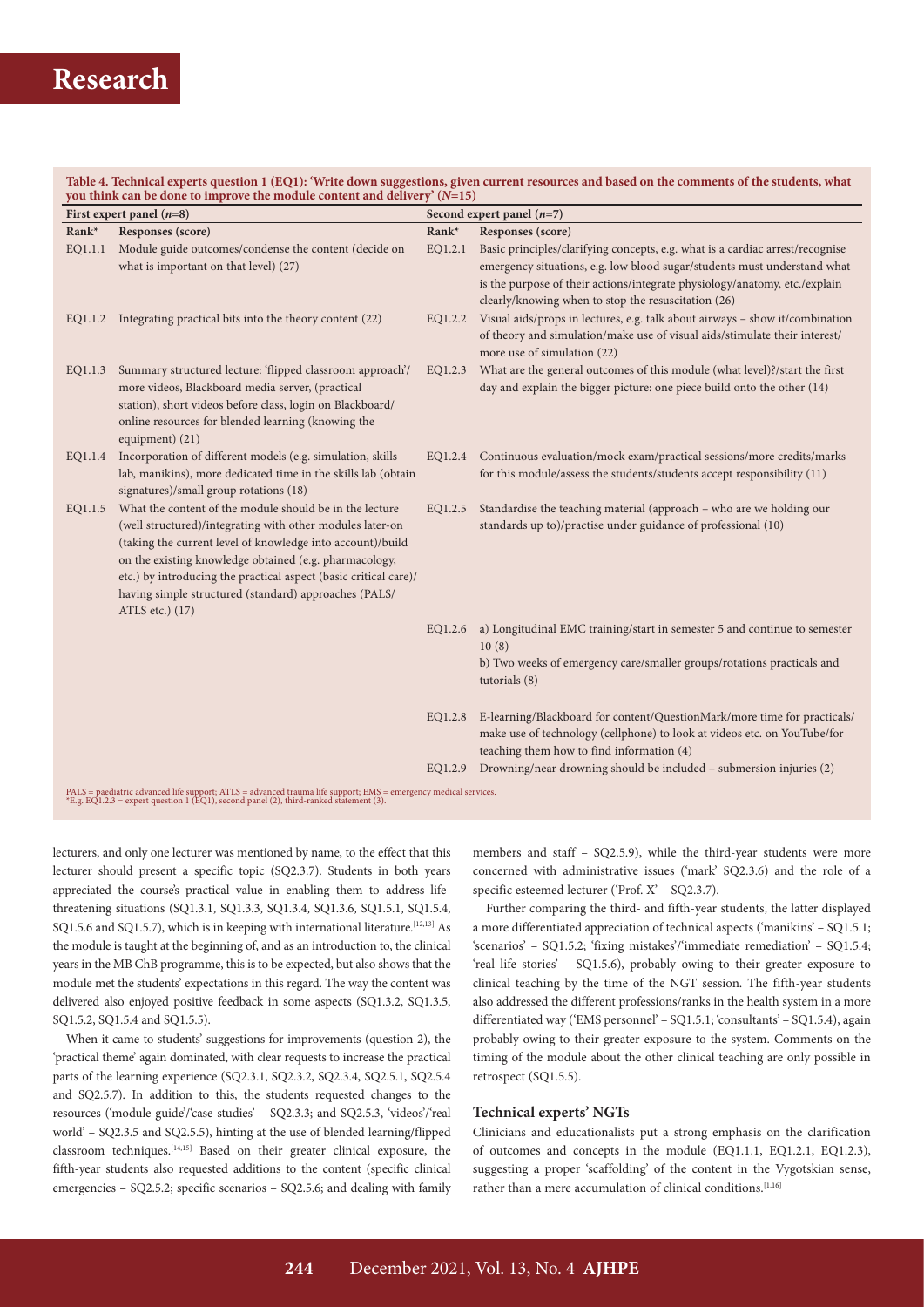**Table 4. Technical experts question 1 (EQ1): 'Write down suggestions, given current resources and based on the comments of the students, what you think can be done to improve the module content and delivery' (N=15)**

| First expert panel (n=8) | | Second expert panel (n=7) | |
|---|---|---|---|
| Rank* | Responses (score) | Rank* | Responses (score) |
| EQ1.1.1 | Module guide outcomes/condense the content (decide on what is important on that level) (27) | EQ1.2.1 | Basic principles/clarifying concepts, e.g. what is a cardiac arrest/recognise emergency situations, e.g. low blood sugar/students must understand what is the purpose of their actions/integrate physiology/anatomy, etc./explain clearly/knowing when to stop the resuscitation (26) |
| EQ1.1.2 | Integrating practical bits into the theory content (22) | EQ1.2.2 | Visual aids/props in lectures, e.g. talk about airways – show it/combination of theory and simulation/make use of visual aids/stimulate their interest/more use of simulation (22) |
| EQ1.1.3 | Summary structured lecture: 'flipped classroom approach'/more videos, Blackboard media server, (practical station), short videos before class, login on Blackboard/online resources for blended learning (knowing the equipment) (21) | EQ1.2.3 | What are the general outcomes of this module (what level)?/start the first day and explain the bigger picture: one piece build onto the other (14) |
| EQ1.1.4 | Incorporation of different models (e.g. simulation, skills lab, manikins), more dedicated time in the skills lab (obtain signatures)/small group rotations (18) | EQ1.2.4 | Continuous evaluation/mock exam/practical sessions/more credits/marks for this module/assess the students/students accept responsibility (11) |
| EQ1.1.5 | What the content of the module should be in the lecture (well structured)/integrating with other modules later-on (taking the current level of knowledge into account)/build on the existing knowledge obtained (e.g. pharmacology, etc.) by introducing the practical aspect (basic critical care)/having simple structured (standard) approaches (PALS/ATLS etc.) (17) | EQ1.2.5 | Standardise the teaching material (approach – who are we holding our standards up to)/practise under guidance of professional (10) |
| | | EQ1.2.6 | a) Longitudinal EMC training/start in semester 5 and continue to semester 10 (8)<br>b) Two weeks of emergency care/smaller groups/rotations practicals and tutorials (8) |
| | | EQ1.2.8 | E-learning/Blackboard for content/QuestionMark/more time for practicals/make use of technology (cellphone) to look at videos etc. on YouTube/for teaching them how to find information (4) |
| | | EQ1.2.9 | Drowning/near drowning should be included – submersion injuries (2) |

PALS = paediatric advanced life support; ATLS = advanced trauma life support; EMS = emergency medical services.
*E.g. EQ1.2.3 = expert question 1 (EQ1), second panel (2), third-ranked statement (3).

lecturers, and only one lecturer was mentioned by name, to the effect that this lecturer should present a specific topic (SQ2.3.7). Students in both years appreciated the course's practical value in enabling them to address life-threatening situations (SQ1.3.1, SQ1.3.3, SQ1.3.4, SQ1.3.6, SQ1.5.1, SQ1.5.4, SQ1.5.6 and SQ1.5.7), which is in keeping with international literature.[12,13] As the module is taught at the beginning of, and as an introduction to, the clinical years in the MB ChB programme, this is to be expected, but also shows that the module met the students' expectations in this regard. The way the content was delivered also enjoyed positive feedback in some aspects (SQ1.3.2, SQ1.3.5, SQ1.5.2, SQ1.5.4 and SQ1.5.5).

When it came to students' suggestions for improvements (question 2), the 'practical theme' again dominated, with clear requests to increase the practical parts of the learning experience (SQ2.3.1, SQ2.3.2, SQ2.3.4, SQ2.5.1, SQ2.5.4 and SQ2.5.7). In addition to this, the students requested changes to the resources ('module guide'/'case studies' – SQ2.3.3; and SQ2.5.3, 'videos'/'real world' – SQ2.3.5 and SQ2.5.5), hinting at the use of blended learning/flipped classroom techniques.[14,15] Based on their greater clinical exposure, the fifth-year students also requested additions to the content (specific clinical emergencies – SQ2.5.2; specific scenarios – SQ2.5.6; and dealing with family members and staff – SQ2.5.9), while the third-year students were more concerned with administrative issues ('mark' SQ2.3.6) and the role of a specific esteemed lecturer ('Prof. X' – SQ2.3.7).

Further comparing the third- and fifth-year students, the latter displayed a more differentiated appreciation of technical aspects ('manikins' – SQ1.5.1; 'scenarios' – SQ1.5.2; 'fixing mistakes'/'immediate remediation' – SQ1.5.4; 'real life stories' – SQ1.5.6), probably owing to their greater exposure to clinical teaching by the time of the NGT session. The fifth-year students also addressed the different professions/ranks in the health system in a more differentiated way ('EMS personnel' – SQ1.5.1; 'consultants' – SQ1.5.4), again probably owing to their greater exposure to the system. Comments on the timing of the module about the other clinical teaching are only possible in retrospect (SQ1.5.5).

### Technical experts' NGTs

Clinicians and educationalists put a strong emphasis on the clarification of outcomes and concepts in the module (EQ1.1.1, EQ1.2.1, EQ1.2.3), suggesting a proper 'scaffolding' of the content in the Vygotskian sense, rather than a mere accumulation of clinical conditions.[1,16]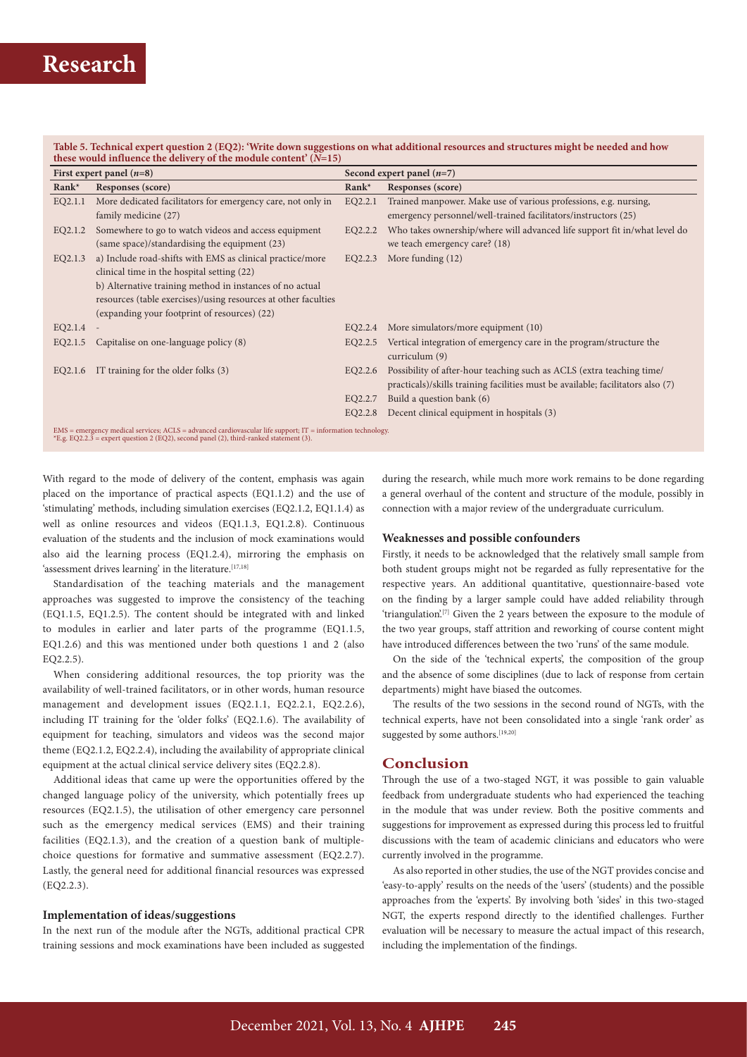**Table 5. Technical expert question 2 (EQ2): 'Write down suggestions on what additional resources and structures might be needed and how these would influence the delivery of the module content' (*N*=15)**

| First expert panel (*n*=8) | | Second expert panel (*n*=7) | |
|---|---|---|---|
| Rank* | Responses (score) | Rank* | Responses (score) |
| EQ2.1.1 | More dedicated facilitators for emergency care, not only in family medicine (27) | EQ2.2.1 | Trained manpower. Make use of various professions, e.g. nursing, emergency personnel/well-trained facilitators/instructors (25) |
| EQ2.1.2 | Somewhere to go to watch videos and access equipment (same space)/standardising the equipment (23) | EQ2.2.2 | Who takes ownership/where will advanced life support fit in/what level do we teach emergency care? (18) |
| EQ2.1.3 | a) Include road-shifts with EMS as clinical practice/more clinical time in the hospital setting (22)<br>b) Alternative training method in instances of no actual resources (table exercises)/using resources at other faculties (expanding your footprint of resources) (22) | EQ2.2.3 | More funding (12) |
| EQ2.1.4 | - | EQ2.2.4 | More simulators/more equipment (10) |
| EQ2.1.5 | Capitalise on one-language policy (8) | EQ2.2.5 | Vertical integration of emergency care in the program/structure the curriculum (9) |
| EQ2.1.6 | IT training for the older folks (3) | EQ2.2.6 | Possibility of after-hour teaching such as ACLS (extra teaching time/practicals)/skills training facilities must be available; facilitators also (7) |
| | | EQ2.2.7 | Build a question bank (6) |
| | | EQ2.2.8 | Decent clinical equipment in hospitals (3) |

EMS = emergency medical services; ACLS = advanced cardiovascular life support; IT = information technology.
*E.g. EQ2.2.3 = expert question 2 (EQ2), second panel (2), third-ranked statement (3).

With regard to the mode of delivery of the content, emphasis was again placed on the importance of practical aspects (EQ1.1.2) and the use of 'stimulating' methods, including simulation exercises (EQ2.1.2, EQ1.1.4) as well as online resources and videos (EQ1.1.3, EQ1.2.8). Continuous evaluation of the students and the inclusion of mock examinations would also aid the learning process (EQ1.2.4), mirroring the emphasis on 'assessment drives learning' in the literature.[17,18]

Standardisation of the teaching materials and the management approaches was suggested to improve the consistency of the teaching (EQ1.1.5, EQ1.2.5). The content should be integrated with and linked to modules in earlier and later parts of the programme (EQ1.1.5, EQ1.2.6) and this was mentioned under both questions 1 and 2 (also EQ2.2.5).

When considering additional resources, the top priority was the availability of well-trained facilitators, or in other words, human resource management and development issues (EQ2.1.1, EQ2.2.1, EQ2.2.6), including IT training for the 'older folks' (EQ2.1.6). The availability of equipment for teaching, simulators and videos was the second major theme (EQ2.1.2, EQ2.2.4), including the availability of appropriate clinical equipment at the actual clinical service delivery sites (EQ2.2.8).

Additional ideas that came up were the opportunities offered by the changed language policy of the university, which potentially frees up resources (EQ2.1.5), the utilisation of other emergency care personnel such as the emergency medical services (EMS) and their training facilities (EQ2.1.3), and the creation of a question bank of multiple-choice questions for formative and summative assessment (EQ2.2.7). Lastly, the general need for additional financial resources was expressed (EQ2.2.3).

### Implementation of ideas/suggestions

In the next run of the module after the NGTs, additional practical CPR training sessions and mock examinations have been included as suggested during the research, while much more work remains to be done regarding a general overhaul of the content and structure of the module, possibly in connection with a major review of the undergraduate curriculum.

### Weaknesses and possible confounders

Firstly, it needs to be acknowledged that the relatively small sample from both student groups might not be regarded as fully representative for the respective years. An additional quantitative, questionnaire-based vote on the finding by a larger sample could have added reliability through 'triangulation'.[7] Given the 2 years between the exposure to the module of the two year groups, staff attrition and reworking of course content might have introduced differences between the two 'runs' of the same module.

On the side of the 'technical experts', the composition of the group and the absence of some disciplines (due to lack of response from certain departments) might have biased the outcomes.

The results of the two sessions in the second round of NGTs, with the technical experts, have not been consolidated into a single 'rank order' as suggested by some authors.[19,20]

## Conclusion

Through the use of a two-staged NGT, it was possible to gain valuable feedback from undergraduate students who had experienced the teaching in the module that was under review. Both the positive comments and suggestions for improvement as expressed during this process led to fruitful discussions with the team of academic clinicians and educators who were currently involved in the programme.

As also reported in other studies, the use of the NGT provides concise and 'easy-to-apply' results on the needs of the 'users' (students) and the possible approaches from the 'experts'. By involving both 'sides' in this two-staged NGT, the experts respond directly to the identified challenges. Further evaluation will be necessary to measure the actual impact of this research, including the implementation of the findings.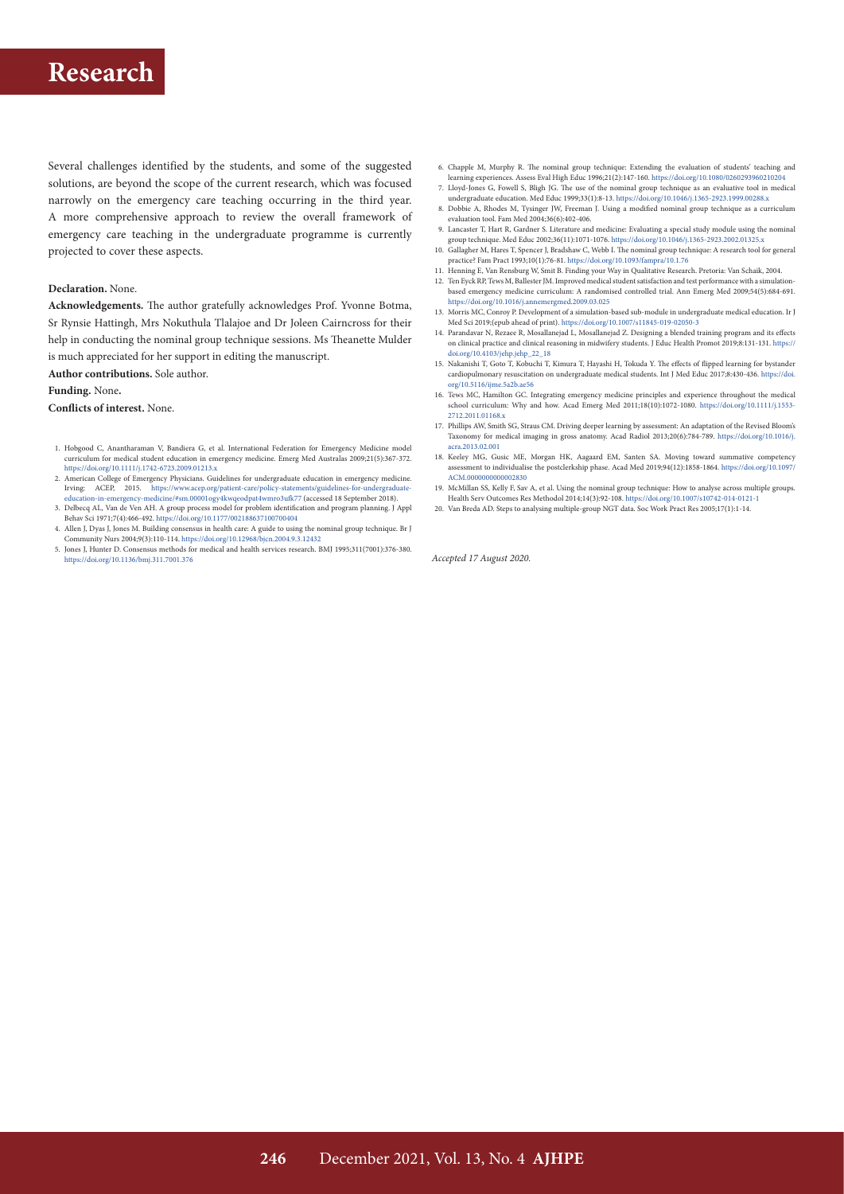Several challenges identified by the students, and some of the suggested solutions, are beyond the scope of the current research, which was focused narrowly on the emergency care teaching occurring in the third year. A more comprehensive approach to review the overall framework of emergency care teaching in the undergraduate programme is currently projected to cover these aspects.

**Declaration.** None.

**Acknowledgements.** The author gratefully acknowledges Prof. Yvonne Botma, Sr Rynsie Hattingh, Mrs Nokuthula Tlalajoe and Dr Joleen Cairncross for their help in conducting the nominal group technique sessions. Ms Theanette Mulder is much appreciated for her support in editing the manuscript.

**Author contributions.** Sole author.

**Funding.** None**.**

**Conflicts of interest.** None.

1. Hobgood C, Anantharaman V, Bandiera G, et al. International Federation for Emergency Medicine model curriculum for medical student education in emergency medicine. Emerg Med Australas 2009;21(5):367-372. https://doi.org/10.1111/j.1742-6723.2009.01213.x
2. American College of Emergency Physicians. Guidelines for undergraduate education in emergency medicine. Irving: ACEP, 2015. https://www.acep.org/patient-care/policy-statements/guidelines-for-undergraduate-education-in-emergency-medicine/#sm.00001ogy4kwqeodpat4wmro3ufk77 (accessed 18 September 2018).
3. Delbecq AL, Van de Ven AH. A group process model for problem identification and program planning. J Appl Behav Sci 1971;7(4):466-492. https://doi.org/10.1177/002188637100700404
4. Allen J, Dyas J, Jones M. Building consensus in health care: A guide to using the nominal group technique. Br J Community Nurs 2004;9(3):110-114. https://doi.org/10.12968/bjcn.2004.9.3.12432
5. Jones J, Hunter D. Consensus methods for medical and health services research. BMJ 1995;311(7001):376-380. https://doi.org/10.1136/bmj.311.7001.376
6. Chapple M, Murphy R. The nominal group technique: Extending the evaluation of students' teaching and learning experiences. Assess Eval High Educ 1996;21(2):147-160. https://doi.org/10.1080/0260293960210204
7. Lloyd-Jones G, Fowell S, Bligh JG. The use of the nominal group technique as an evaluative tool in medical undergraduate education. Med Educ 1999;33(1):8-13. https://doi.org/10.1046/j.1365-2923.1999.00288.x
8. Dobbie A, Rhodes M, Tysinger JW, Freeman J. Using a modified nominal group technique as a curriculum evaluation tool. Fam Med 2004;36(6):402-406.
9. Lancaster T, Hart R, Gardner S. Literature and medicine: Evaluating a special study module using the nominal group technique. Med Educ 2002;36(11):1071-1076. https://doi.org/10.1046/j.1365-2923.2002.01325.x
10. Gallagher M, Hares T, Spencer J, Bradshaw C, Webb I. The nominal group technique: A research tool for general practice? Fam Pract 1993;10(1):76-81. https://doi.org/10.1093/fampra/10.1.76
11. Henning E, Van Rensburg W, Smit B. Finding your Way in Qualitative Research. Pretoria: Van Schaik, 2004.
12. Ten Eyck RP, Tews M, Ballester JM. Improved medical student satisfaction and test performance with a simulation-based emergency medicine curriculum: A randomised controlled trial. Ann Emerg Med 2009;54(5):684-691. https://doi.org/10.1016/j.annemergmed.2009.03.025
13. Morris MC, Conroy P. Development of a simulation-based sub-module in undergraduate medical education. Ir J Med Sci 2019;(epub ahead of print). https://doi.org/10.1007/s11845-019-02050-3
14. Parandavar N, Rezaee R, Mosallanejad L, Mosallanejad Z. Designing a blended training program and its effects on clinical practice and clinical reasoning in midwifery students. J Educ Health Promot 2019;8:131-131. https://doi.org/10.4103/jehp.jehp_22_18
15. Nakanishi T, Goto T, Kobuchi T, Kimura T, Hayashi H, Tokuda Y. The effects of flipped learning for bystander cardiopulmonary resuscitation on undergraduate medical students. Int J Med Educ 2017;8:430-436. https://doi.org/10.5116/ijme.5a2b.ae56
16. Tews MC, Hamilton GC. Integrating emergency medicine principles and experience throughout the medical school curriculum: Why and how. Acad Emerg Med 2011;18(10):1072-1080. https://doi.org/10.1111/j.1553-2712.2011.01168.x
17. Phillips AW, Smith SG, Straus CM. Driving deeper learning by assessment: An adaptation of the Revised Bloom's Taxonomy for medical imaging in gross anatomy. Acad Radiol 2013;20(6):784-789. https://doi.org/10.1016/j.acra.2013.02.001
18. Keeley MG, Gusic ME, Morgan HK, Aagaard EM, Santen SA. Moving toward summative competency assessment to individualise the postclerkship phase. Acad Med 2019;94(12):1858-1864. https://doi.org/10.1097/ACM.0000000000002830
19. McMillan SS, Kelly F, Sav A, et al. Using the nominal group technique: How to analyse across multiple groups. Health Serv Outcomes Res Methodol 2014;14(3):92-108. https://doi.org/10.1007/s10742-014-0121-1
20. Van Breda AD. Steps to analysing multiple-group NGT data. Soc Work Pract Res 2005;17(1):1-14.

*Accepted 17 August 2020.*